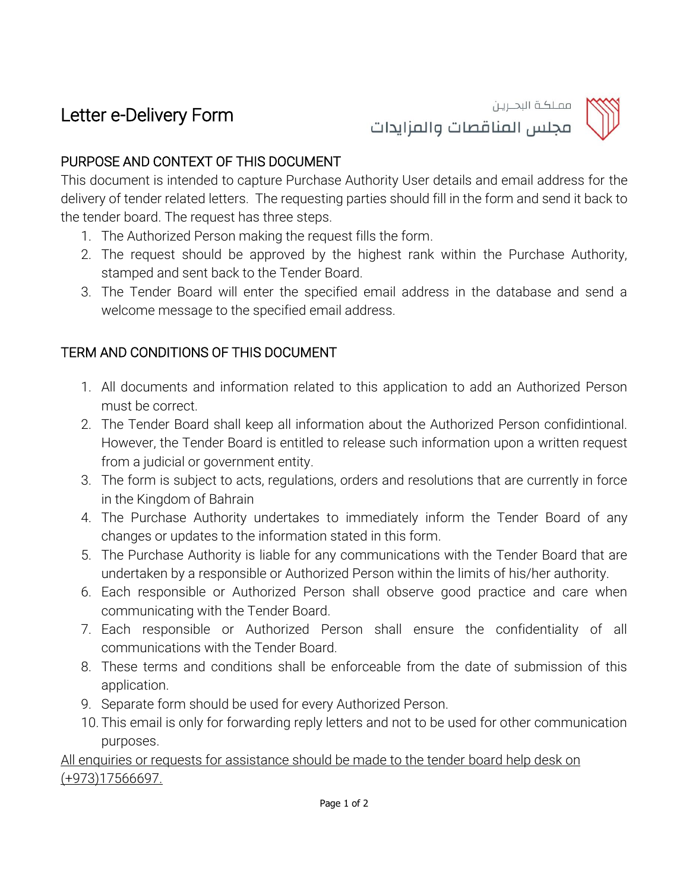# Letter e-Delivery Form

مملكة البحرين
مجلس المناقصات والمزايدات

## PURPOSE AND CONTEXT OF THIS DOCUMENT

This document is intended to capture Purchase Authority User details and email address for the delivery of tender related letters. The requesting parties should fill in the form and send it back to the tender board. The request has three steps.

1. The Authorized Person making the request fills the form.
2. The request should be approved by the highest rank within the Purchase Authority, stamped and sent back to the Tender Board.
3. The Tender Board will enter the specified email address in the database and send a welcome message to the specified email address.

## TERM AND CONDITIONS OF THIS DOCUMENT

1. All documents and information related to this application to add an Authorized Person must be correct.
2. The Tender Board shall keep all information about the Authorized Person confidintional. However, the Tender Board is entitled to release such information upon a written request from a judicial or government entity.
3. The form is subject to acts, regulations, orders and resolutions that are currently in force in the Kingdom of Bahrain
4. The Purchase Authority undertakes to immediately inform the Tender Board of any changes or updates to the information stated in this form.
5. The Purchase Authority is liable for any communications with the Tender Board that are undertaken by a responsible or Authorized Person within the limits of his/her authority.
6. Each responsible or Authorized Person shall observe good practice and care when communicating with the Tender Board.
7. Each responsible or Authorized Person shall ensure the confidentiality of all communications with the Tender Board.
8. These terms and conditions shall be enforceable from the date of submission of this application.
9. Separate form should be used for every Authorized Person.
10. This email is only for forwarding reply letters and not to be used for other communication purposes.

<u>All enquiries or requests for assistance should be made to the tender board help desk on (+973)17566697.</u>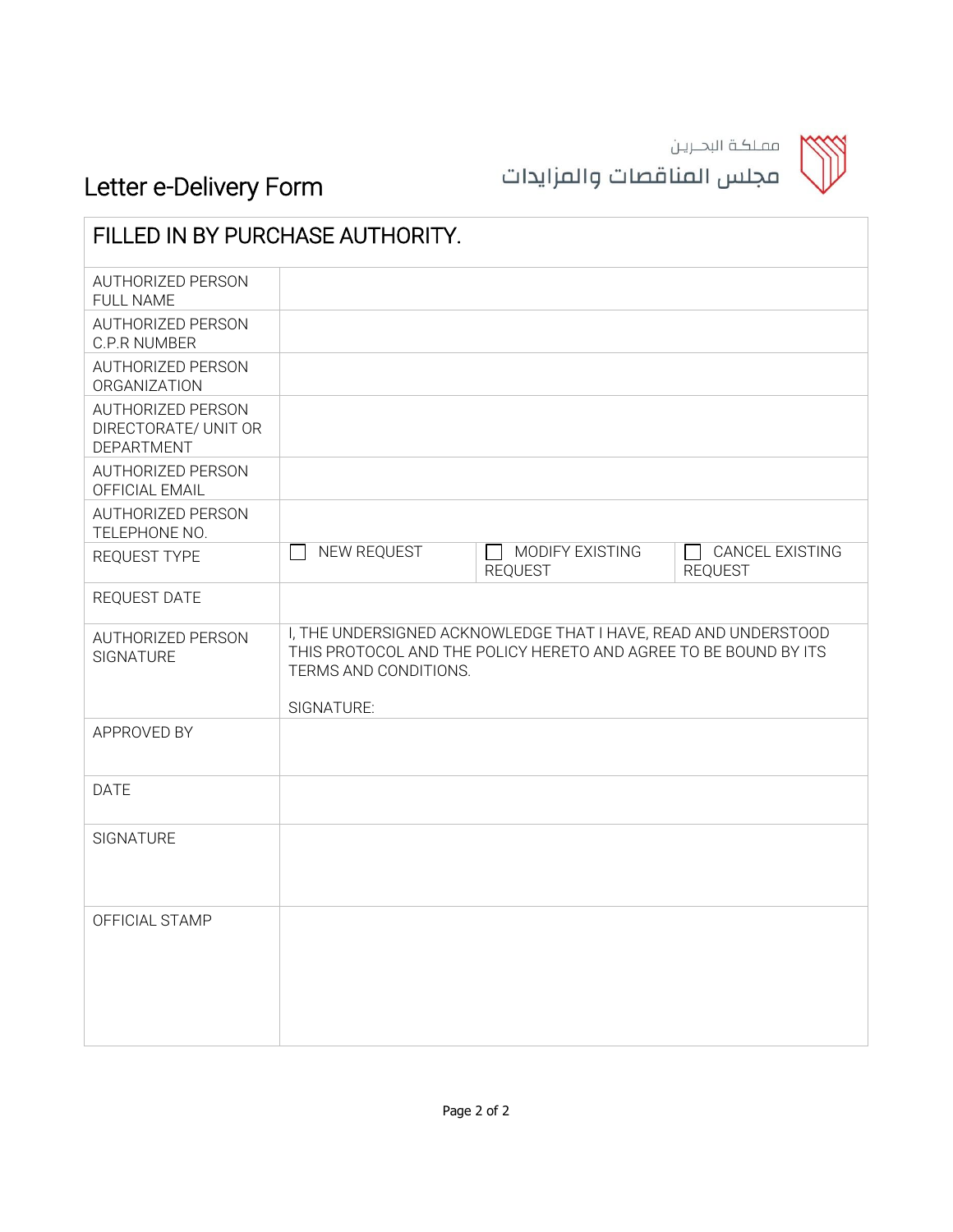مملكة البحرين
مجلس المناقصات والمزايدات

# Letter e-Delivery Form

| FILLED IN BY PURCHASE AUTHORITY. | | | |
|---|---|---|---|
| AUTHORIZED PERSON FULL NAME | | | |
| AUTHORIZED PERSON C.P.R NUMBER | | | |
| AUTHORIZED PERSON ORGANIZATION | | | |
| AUTHORIZED PERSON DIRECTORATE/ UNIT OR DEPARTMENT | | | |
| AUTHORIZED PERSON OFFICIAL EMAIL | | | |
| AUTHORIZED PERSON TELEPHONE NO. | | | |
| REQUEST TYPE | ☐ NEW REQUEST | ☐ MODIFY EXISTING REQUEST | ☐ CANCEL EXISTING REQUEST |
| REQUEST DATE | | | |
| AUTHORIZED PERSON SIGNATURE | I, THE UNDERSIGNED ACKNOWLEDGE THAT I HAVE, READ AND UNDERSTOOD THIS PROTOCOL AND THE POLICY HERETO AND AGREE TO BE BOUND BY ITS TERMS AND CONDITIONS.<br><br>SIGNATURE: | | |
| APPROVED BY | | | |
| DATE | | | |
| SIGNATURE | | | |
| OFFICIAL STAMP | | | |